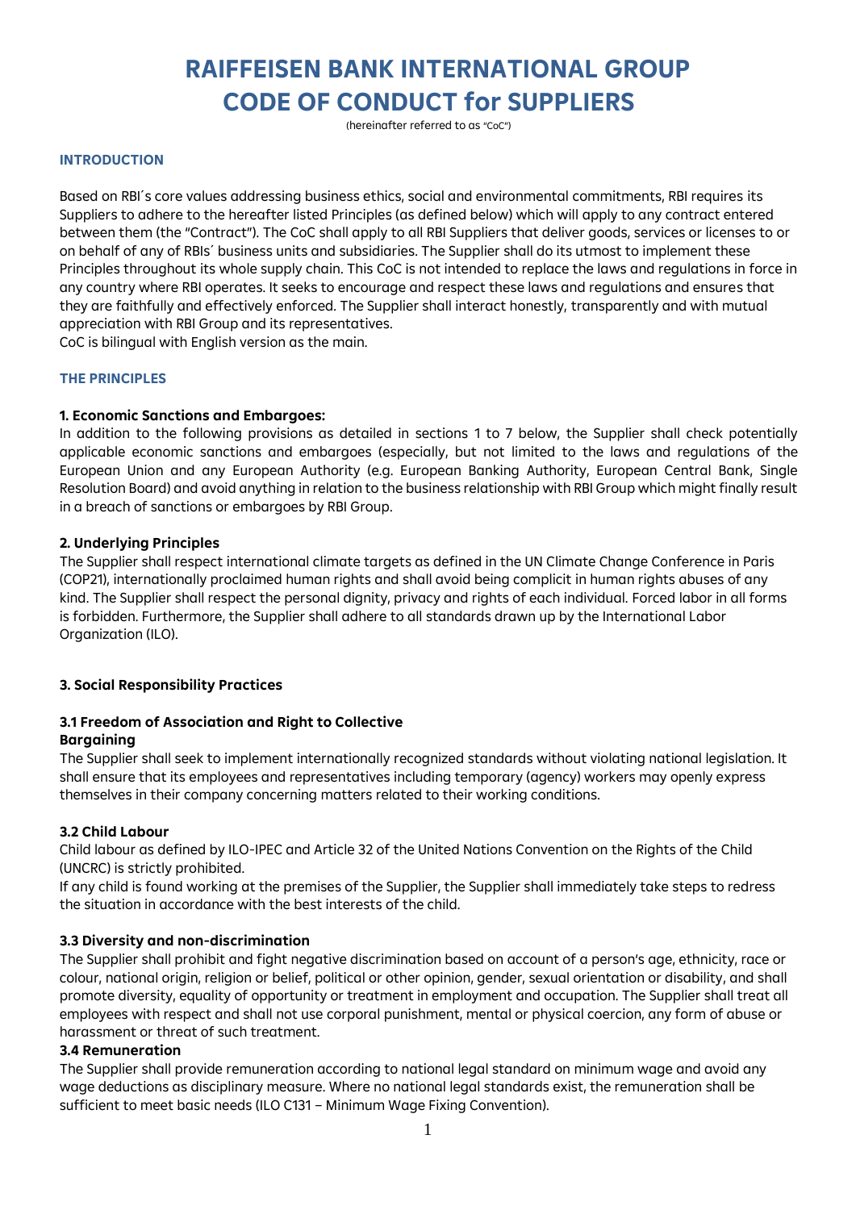# RAIFFEISEN BANK INTERNATIONAL GROUP
# CODE OF CONDUCT for SUPPLIERS

(hereinafter referred to as "CoC")

## INTRODUCTION

Based on RBI´s core values addressing business ethics, social and environmental commitments, RBI requires its Suppliers to adhere to the hereafter listed Principles (as defined below) which will apply to any contract entered between them (the "Contract"). The CoC shall apply to all RBI Suppliers that deliver goods, services or licenses to or on behalf of any of RBIs´ business units and subsidiaries. The Supplier shall do its utmost to implement these Principles throughout its whole supply chain. This CoC is not intended to replace the laws and regulations in force in any country where RBI operates. It seeks to encourage and respect these laws and regulations and ensures that they are faithfully and effectively enforced. The Supplier shall interact honestly, transparently and with mutual appreciation with RBI Group and its representatives.
CoC is bilingual with English version as the main.

## THE PRINCIPLES

### 1. Economic Sanctions and Embargoes:

In addition to the following provisions as detailed in sections 1 to 7 below, the Supplier shall check potentially applicable economic sanctions and embargoes (especially, but not limited to the laws and regulations of the European Union and any European Authority (e.g. European Banking Authority, European Central Bank, Single Resolution Board) and avoid anything in relation to the business relationship with RBI Group which might finally result in a breach of sanctions or embargoes by RBI Group.

### 2. Underlying Principles

The Supplier shall respect international climate targets as defined in the UN Climate Change Conference in Paris (COP21), internationally proclaimed human rights and shall avoid being complicit in human rights abuses of any kind. The Supplier shall respect the personal dignity, privacy and rights of each individual. Forced labor in all forms is forbidden. Furthermore, the Supplier shall adhere to all standards drawn up by the International Labor Organization (ILO).

### 3. Social Responsibility Practices

#### 3.1 Freedom of Association and Right to Collective Bargaining

The Supplier shall seek to implement internationally recognized standards without violating national legislation. It shall ensure that its employees and representatives including temporary (agency) workers may openly express themselves in their company concerning matters related to their working conditions.

#### 3.2 Child Labour

Child labour as defined by ILO-IPEC and Article 32 of the United Nations Convention on the Rights of the Child (UNCRC) is strictly prohibited.
If any child is found working at the premises of the Supplier, the Supplier shall immediately take steps to redress the situation in accordance with the best interests of the child.

#### 3.3 Diversity and non-discrimination

The Supplier shall prohibit and fight negative discrimination based on account of a person's age, ethnicity, race or colour, national origin, religion or belief, political or other opinion, gender, sexual orientation or disability, and shall promote diversity, equality of opportunity or treatment in employment and occupation. The Supplier shall treat all employees with respect and shall not use corporal punishment, mental or physical coercion, any form of abuse or harassment or threat of such treatment.

#### 3.4 Remuneration

The Supplier shall provide remuneration according to national legal standard on minimum wage and avoid any wage deductions as disciplinary measure. Where no national legal standards exist, the remuneration shall be sufficient to meet basic needs (ILO C131 – Minimum Wage Fixing Convention).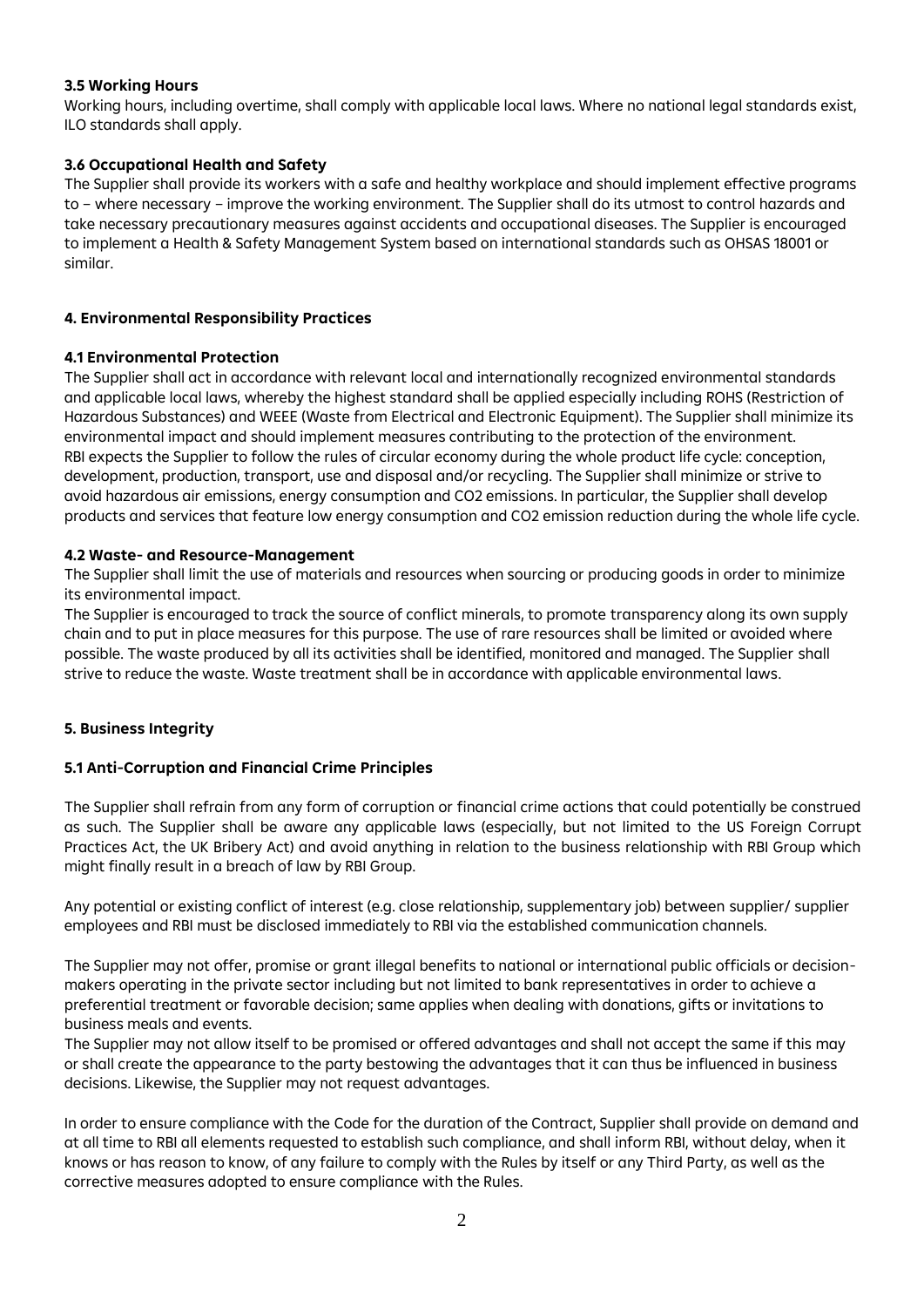### 3.5 Working Hours

Working hours, including overtime, shall comply with applicable local laws. Where no national legal standards exist, ILO standards shall apply.

### 3.6 Occupational Health and Safety

The Supplier shall provide its workers with a safe and healthy workplace and should implement effective programs to – where necessary – improve the working environment. The Supplier shall do its utmost to control hazards and take necessary precautionary measures against accidents and occupational diseases. The Supplier is encouraged to implement a Health & Safety Management System based on international standards such as OHSAS 18001 or similar.

## 4. Environmental Responsibility Practices

### 4.1 Environmental Protection

The Supplier shall act in accordance with relevant local and internationally recognized environmental standards and applicable local laws, whereby the highest standard shall be applied especially including ROHS (Restriction of Hazardous Substances) and WEEE (Waste from Electrical and Electronic Equipment). The Supplier shall minimize its environmental impact and should implement measures contributing to the protection of the environment.
RBI expects the Supplier to follow the rules of circular economy during the whole product life cycle: conception, development, production, transport, use and disposal and/or recycling. The Supplier shall minimize or strive to avoid hazardous air emissions, energy consumption and $CO_2$ emissions. In particular, the Supplier shall develop products and services that feature low energy consumption and $CO_2$ emission reduction during the whole life cycle.

### 4.2 Waste- and Resource-Management

The Supplier shall limit the use of materials and resources when sourcing or producing goods in order to minimize its environmental impact.
The Supplier is encouraged to track the source of conflict minerals, to promote transparency along its own supply chain and to put in place measures for this purpose. The use of rare resources shall be limited or avoided where possible. The waste produced by all its activities shall be identified, monitored and managed. The Supplier shall strive to reduce the waste. Waste treatment shall be in accordance with applicable environmental laws.

## 5. Business Integrity

### 5.1 Anti-Corruption and Financial Crime Principles

The Supplier shall refrain from any form of corruption or financial crime actions that could potentially be construed as such. The Supplier shall be aware any applicable laws (especially, but not limited to the US Foreign Corrupt Practices Act, the UK Bribery Act) and avoid anything in relation to the business relationship with RBI Group which might finally result in a breach of law by RBI Group.

Any potential or existing conflict of interest (e.g. close relationship, supplementary job) between supplier/ supplier employees and RBI must be disclosed immediately to RBI via the established communication channels.

The Supplier may not offer, promise or grant illegal benefits to national or international public officials or decision-makers operating in the private sector including but not limited to bank representatives in order to achieve a preferential treatment or favorable decision; same applies when dealing with donations, gifts or invitations to business meals and events.
The Supplier may not allow itself to be promised or offered advantages and shall not accept the same if this may or shall create the appearance to the party bestowing the advantages that it can thus be influenced in business decisions. Likewise, the Supplier may not request advantages.

In order to ensure compliance with the Code for the duration of the Contract, Supplier shall provide on demand and at all time to RBI all elements requested to establish such compliance, and shall inform RBI, without delay, when it knows or has reason to know, of any failure to comply with the Rules by itself or any Third Party, as well as the corrective measures adopted to ensure compliance with the Rules.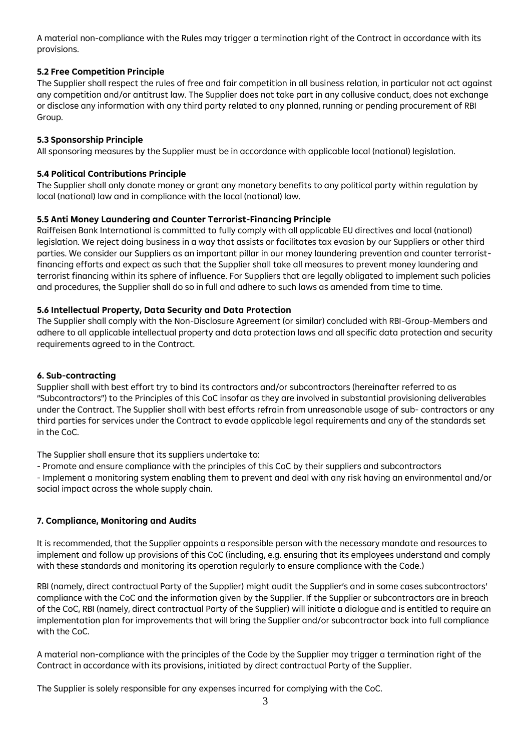A material non-compliance with the Rules may trigger a termination right of the Contract in accordance with its provisions.

### 5.2 Free Competition Principle

The Supplier shall respect the rules of free and fair competition in all business relation, in particular not act against any competition and/or antitrust law. The Supplier does not take part in any collusive conduct, does not exchange or disclose any information with any third party related to any planned, running or pending procurement of RBI Group.

### 5.3 Sponsorship Principle

All sponsoring measures by the Supplier must be in accordance with applicable local (national) legislation.

### 5.4 Political Contributions Principle

The Supplier shall only donate money or grant any monetary benefits to any political party within regulation by local (national) law and in compliance with the local (national) law.

### 5.5 Anti Money Laundering and Counter Terrorist-Financing Principle

Raiffeisen Bank International is committed to fully comply with all applicable EU directives and local (national) legislation. We reject doing business in a way that assists or facilitates tax evasion by our Suppliers or other third parties. We consider our Suppliers as an important pillar in our money laundering prevention and counter terrorist-financing efforts and expect as such that the Supplier shall take all measures to prevent money laundering and terrorist financing within its sphere of influence. For Suppliers that are legally obligated to implement such policies and procedures, the Supplier shall do so in full and adhere to such laws as amended from time to time.

### 5.6 Intellectual Property, Data Security and Data Protection

The Supplier shall comply with the Non-Disclosure Agreement (or similar) concluded with RBI-Group-Members and adhere to all applicable intellectual property and data protection laws and all specific data protection and security requirements agreed to in the Contract.

## 6. Sub-contracting

Supplier shall with best effort try to bind its contractors and/or subcontractors (hereinafter referred to as "Subcontractors") to the Principles of this CoC insofar as they are involved in substantial provisioning deliverables under the Contract. The Supplier shall with best efforts refrain from unreasonable usage of sub- contractors or any third parties for services under the Contract to evade applicable legal requirements and any of the standards set in the CoC.

The Supplier shall ensure that its suppliers undertake to:

- Promote and ensure compliance with the principles of this CoC by their suppliers and subcontractors
- Implement a monitoring system enabling them to prevent and deal with any risk having an environmental and/or social impact across the whole supply chain.

## 7. Compliance, Monitoring and Audits

It is recommended, that the Supplier appoints a responsible person with the necessary mandate and resources to implement and follow up provisions of this CoC (including, e.g. ensuring that its employees understand and comply with these standards and monitoring its operation regularly to ensure compliance with the Code.)

RBI (namely, direct contractual Party of the Supplier) might audit the Supplier's and in some cases subcontractors' compliance with the CoC and the information given by the Supplier. If the Supplier or subcontractors are in breach of the CoC, RBI (namely, direct contractual Party of the Supplier) will initiate a dialogue and is entitled to require an implementation plan for improvements that will bring the Supplier and/or subcontractor back into full compliance with the CoC.

A material non-compliance with the principles of the Code by the Supplier may trigger a termination right of the Contract in accordance with its provisions, initiated by direct contractual Party of the Supplier.

The Supplier is solely responsible for any expenses incurred for complying with the CoC.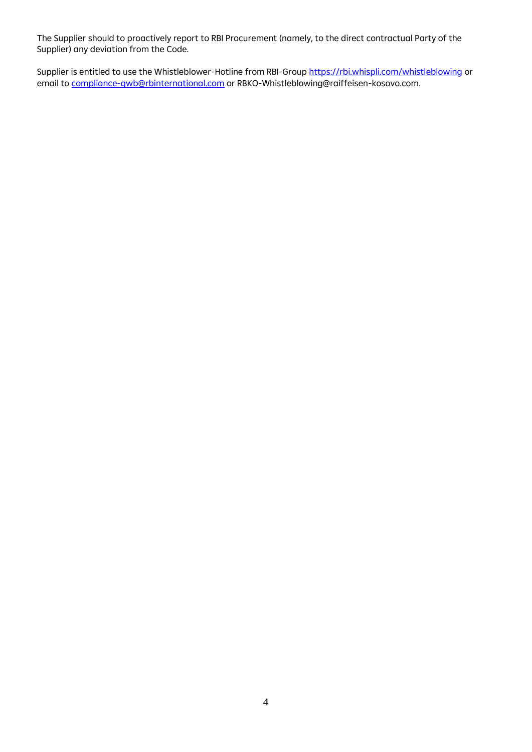The Supplier should to proactively report to RBI Procurement (namely, to the direct contractual Party of the Supplier) any deviation from the Code.

Supplier is entitled to use the Whistleblower-Hotline from RBI-Group https://rbi.whispli.com/whistleblowing or email to compliance-gwb@rbinternational.com or RBKO-Whistleblowing@raiffeisen-kosovo.com.